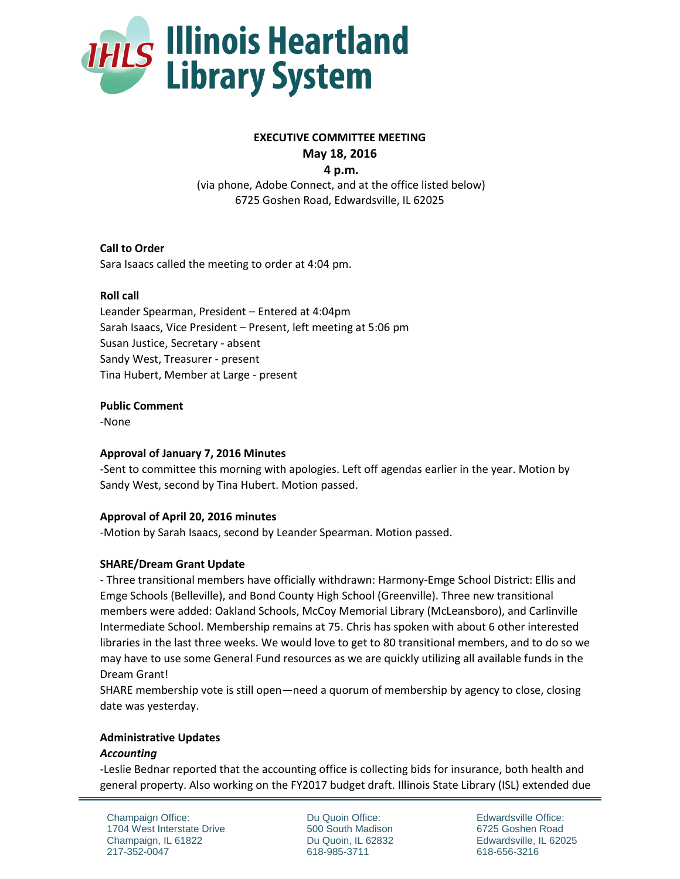# Illinois Heartland Library System

**EXECUTIVE COMMITTEE MEETING**
**May 18, 2016**
**4 p.m.**
(via phone, Adobe Connect, and at the office listed below)
6725 Goshen Road, Edwardsville, IL 62025

**Call to Order**
Sara Isaacs called the meeting to order at 4:04 pm.

**Roll call**
Leander Spearman, President – Entered at 4:04pm
Sarah Isaacs, Vice President – Present, left meeting at 5:06 pm
Susan Justice, Secretary - absent
Sandy West, Treasurer - present
Tina Hubert, Member at Large - present

**Public Comment**
-None

**Approval of January 7, 2016 Minutes**
-Sent to committee this morning with apologies. Left off agendas earlier in the year. Motion by Sandy West, second by Tina Hubert. Motion passed.

**Approval of April 20, 2016 minutes**
-Motion by Sarah Isaacs, second by Leander Spearman. Motion passed.

**SHARE/Dream Grant Update**
- Three transitional members have officially withdrawn: Harmony-Emge School District: Ellis and Emge Schools (Belleville), and Bond County High School (Greenville). Three new transitional members were added: Oakland Schools, McCoy Memorial Library (McLeansboro), and Carlinville Intermediate School. Membership remains at 75. Chris has spoken with about 6 other interested libraries in the last three weeks. We would love to get to 80 transitional members, and to do so we may have to use some General Fund resources as we are quickly utilizing all available funds in the Dream Grant!
SHARE membership vote is still open—need a quorum of membership by agency to close, closing date was yesterday.

**Administrative Updates**
***Accounting***
-Leslie Bednar reported that the accounting office is collecting bids for insurance, both health and general property. Also working on the FY2017 budget draft. Illinois State Library (ISL) extended due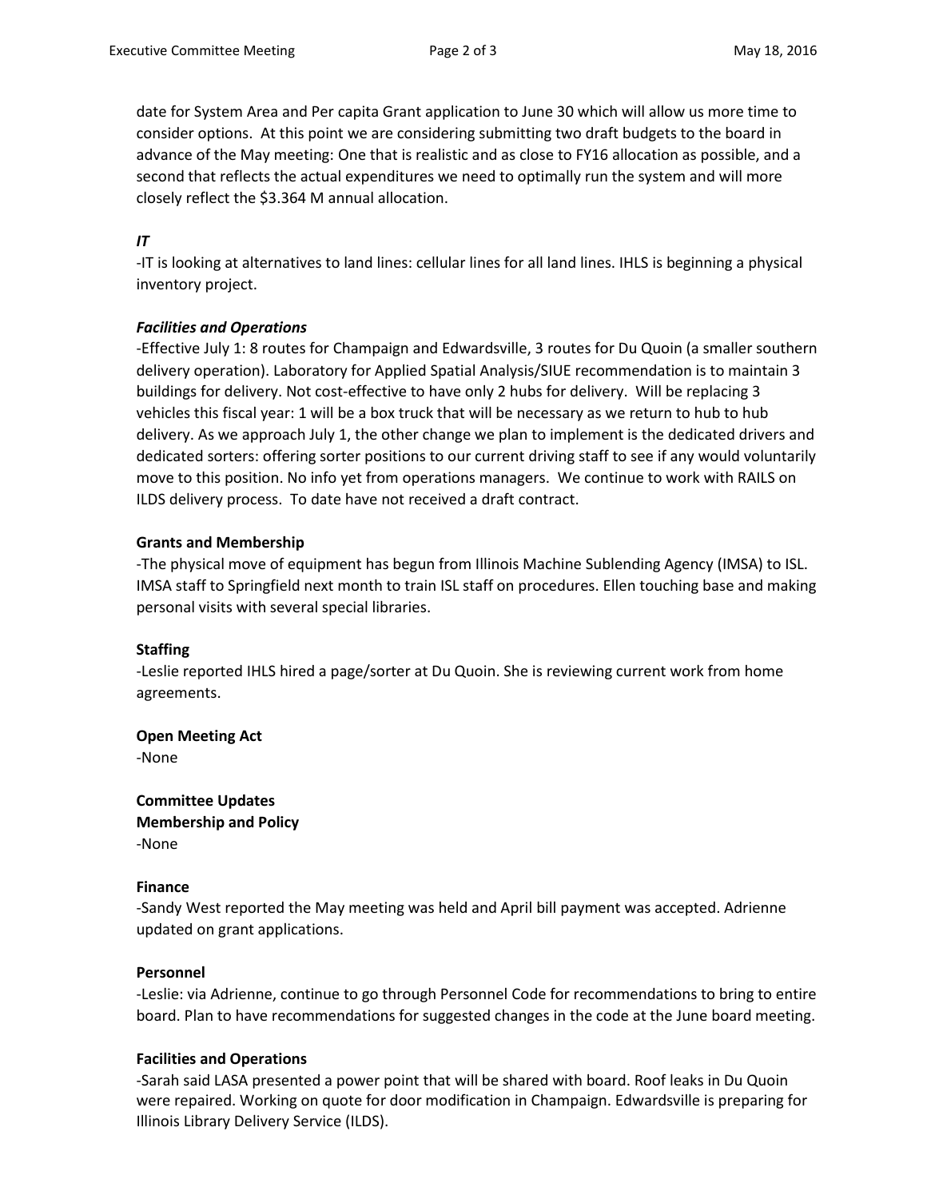date for System Area and Per capita Grant application to June 30 which will allow us more time to consider options. At this point we are considering submitting two draft budgets to the board in advance of the May meeting: One that is realistic and as close to FY16 allocation as possible, and a second that reflects the actual expenditures we need to optimally run the system and will more closely reflect the $3.364 M annual allocation.

***IT***

-IT is looking at alternatives to land lines: cellular lines for all land lines. IHLS is beginning a physical inventory project.

***Facilities and Operations***

-Effective July 1: 8 routes for Champaign and Edwardsville, 3 routes for Du Quoin (a smaller southern delivery operation). Laboratory for Applied Spatial Analysis/SIUE recommendation is to maintain 3 buildings for delivery. Not cost-effective to have only 2 hubs for delivery. Will be replacing 3 vehicles this fiscal year: 1 will be a box truck that will be necessary as we return to hub to hub delivery. As we approach July 1, the other change we plan to implement is the dedicated drivers and dedicated sorters: offering sorter positions to our current driving staff to see if any would voluntarily move to this position. No info yet from operations managers. We continue to work with RAILS on ILDS delivery process. To date have not received a draft contract.

**Grants and Membership**

-The physical move of equipment has begun from Illinois Machine Sublending Agency (IMSA) to ISL. IMSA staff to Springfield next month to train ISL staff on procedures. Ellen touching base and making personal visits with several special libraries.

**Staffing**

-Leslie reported IHLS hired a page/sorter at Du Quoin. She is reviewing current work from home agreements.

**Open Meeting Act**

-None

**Committee Updates**

**Membership and Policy**

-None

**Finance**

-Sandy West reported the May meeting was held and April bill payment was accepted. Adrienne updated on grant applications.

**Personnel**

-Leslie: via Adrienne, continue to go through Personnel Code for recommendations to bring to entire board. Plan to have recommendations for suggested changes in the code at the June board meeting.

**Facilities and Operations**

-Sarah said LASA presented a power point that will be shared with board. Roof leaks in Du Quoin were repaired. Working on quote for door modification in Champaign. Edwardsville is preparing for Illinois Library Delivery Service (ILDS).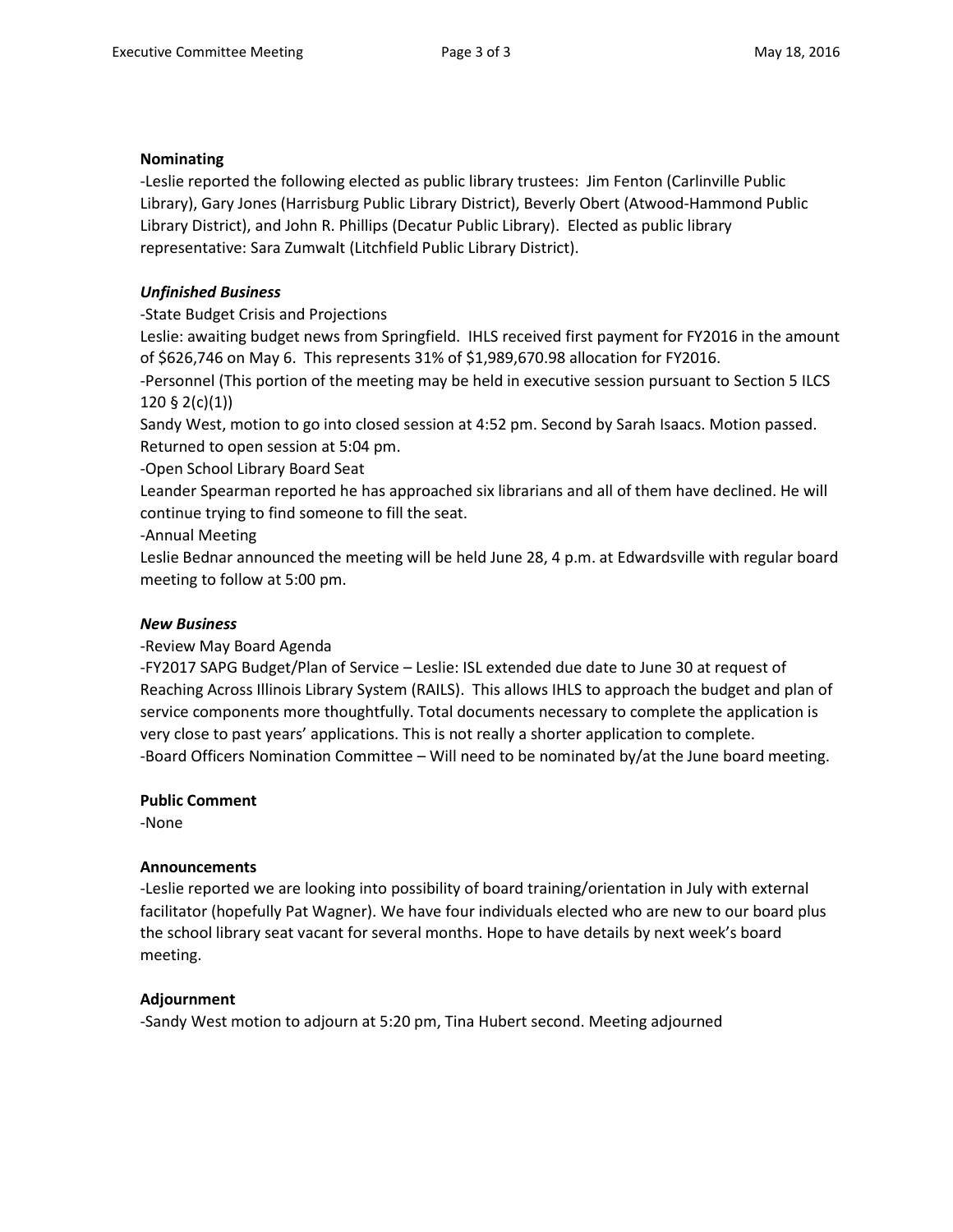**Nominating**

-Leslie reported the following elected as public library trustees: Jim Fenton (Carlinville Public Library), Gary Jones (Harrisburg Public Library District), Beverly Obert (Atwood-Hammond Public Library District), and John R. Phillips (Decatur Public Library). Elected as public library representative: Sara Zumwalt (Litchfield Public Library District).

***Unfinished Business***

-State Budget Crisis and Projections

Leslie: awaiting budget news from Springfield. IHLS received first payment for FY2016 in the amount of $626,746 on May 6. This represents 31% of $1,989,670.98 allocation for FY2016.

-Personnel (This portion of the meeting may be held in executive session pursuant to Section 5 ILCS 120 § 2(c)(1))

Sandy West, motion to go into closed session at 4:52 pm. Second by Sarah Isaacs. Motion passed. Returned to open session at 5:04 pm.

-Open School Library Board Seat

Leander Spearman reported he has approached six librarians and all of them have declined. He will continue trying to find someone to fill the seat.

-Annual Meeting

Leslie Bednar announced the meeting will be held June 28, 4 p.m. at Edwardsville with regular board meeting to follow at 5:00 pm.

***New Business***

-Review May Board Agenda

-FY2017 SAPG Budget/Plan of Service – Leslie: ISL extended due date to June 30 at request of Reaching Across Illinois Library System (RAILS). This allows IHLS to approach the budget and plan of service components more thoughtfully. Total documents necessary to complete the application is very close to past years' applications. This is not really a shorter application to complete.

-Board Officers Nomination Committee – Will need to be nominated by/at the June board meeting.

**Public Comment**

-None

**Announcements**

-Leslie reported we are looking into possibility of board training/orientation in July with external facilitator (hopefully Pat Wagner). We have four individuals elected who are new to our board plus the school library seat vacant for several months. Hope to have details by next week's board meeting.

**Adjournment**

-Sandy West motion to adjourn at 5:20 pm, Tina Hubert second. Meeting adjourned